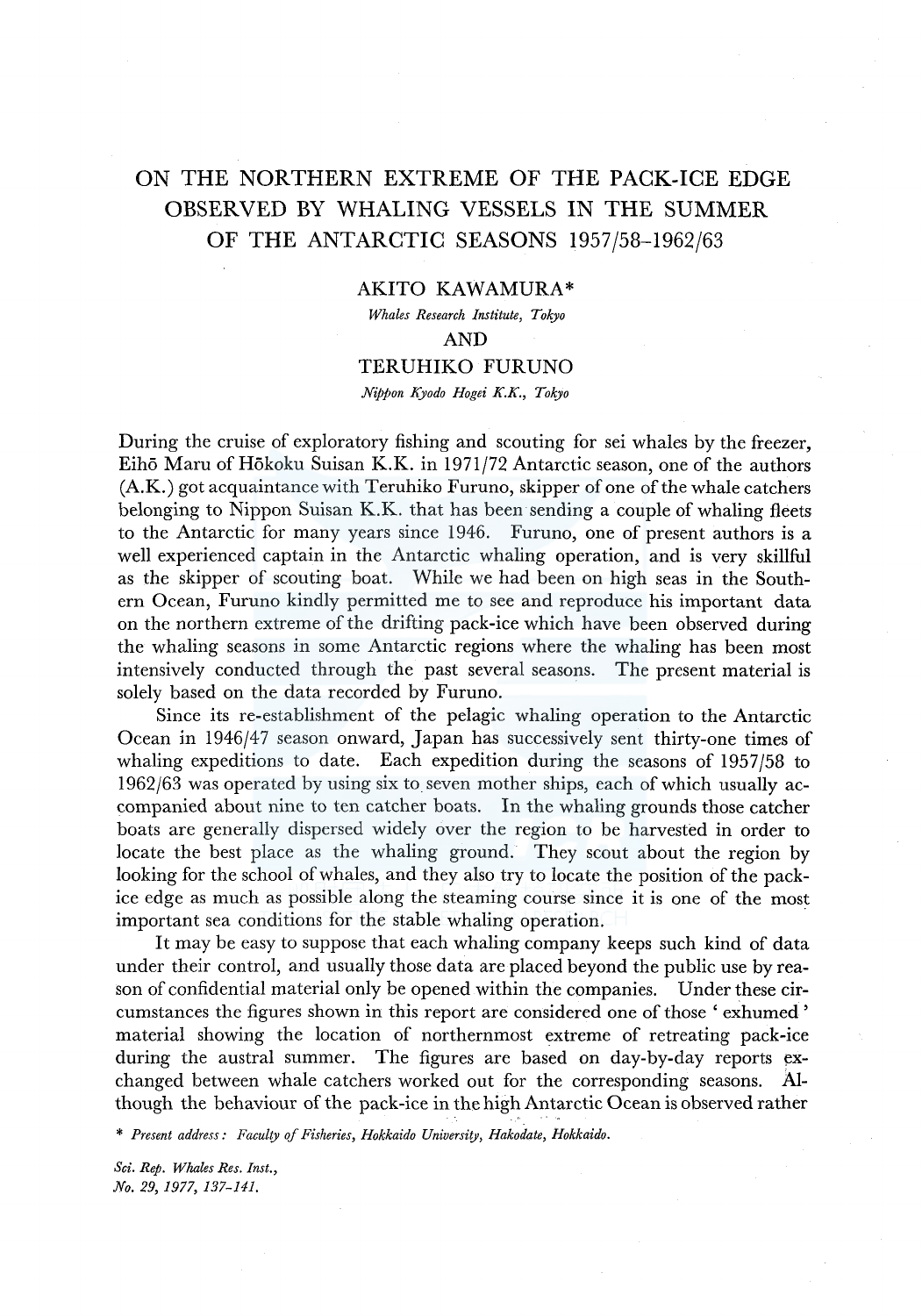# ON THE NORTHERN EXTREME OF THE PACK-ICE EDGE OBSERVED BY WHALING VESSELS IN THE SUMMER OF THE ANTARCTIC SEASONS 1957/58–1962/63

AKITO KAWAMURA*

*Whales Research Institute, Tokyo*

AND

TERUHIKO FURUNO

*Nippon Kyodo Hogei K.K., Tokyo*

During the cruise of exploratory fishing and scouting for sei whales by the freezer, Eihō Maru of Hōkoku Suisan K.K. in 1971/72 Antarctic season, one of the authors (A.K.) got acquaintance with Teruhiko Furuno, skipper of one of the whale catchers belonging to Nippon Suisan K.K. that has been sending a couple of whaling fleets to the Antarctic for many years since 1946. Furuno, one of present authors is a well experienced captain in the Antarctic whaling operation, and is very skillful as the skipper of scouting boat. While we had been on high seas in the Southern Ocean, Furuno kindly permitted me to see and reproduce his important data on the northern extreme of the drifting pack-ice which have been observed during the whaling seasons in some Antarctic regions where the whaling has been most intensively conducted through the past several seasons. The present material is solely based on the data recorded by Furuno.

Since its re-establishment of the pelagic whaling operation to the Antarctic Ocean in 1946/47 season onward, Japan has successively sent thirty-one times of whaling expeditions to date. Each expedition during the seasons of 1957/58 to 1962/63 was operated by using six to seven mother ships, each of which usually accompanied about nine to ten catcher boats. In the whaling grounds those catcher boats are generally dispersed widely over the region to be harvested in order to locate the best place as the whaling ground. They scout about the region by looking for the school of whales, and they also try to locate the position of the pack-ice edge as much as possible along the steaming course since it is one of the most important sea conditions for the stable whaling operation.

It may be easy to suppose that each whaling company keeps such kind of data under their control, and usually those data are placed beyond the public use by reason of confidential material only be opened within the companies. Under these circumstances the figures shown in this report are considered one of those ' exhumed ' material showing the location of northernmost extreme of retreating pack-ice during the austral summer. The figures are based on day-by-day reports exchanged between whale catchers worked out for the corresponding seasons. Although the behaviour of the pack-ice in the high Antarctic Ocean is observed rather

\* *Present address: Faculty of Fisheries, Hokkaido University, Hakodate, Hokkaido.*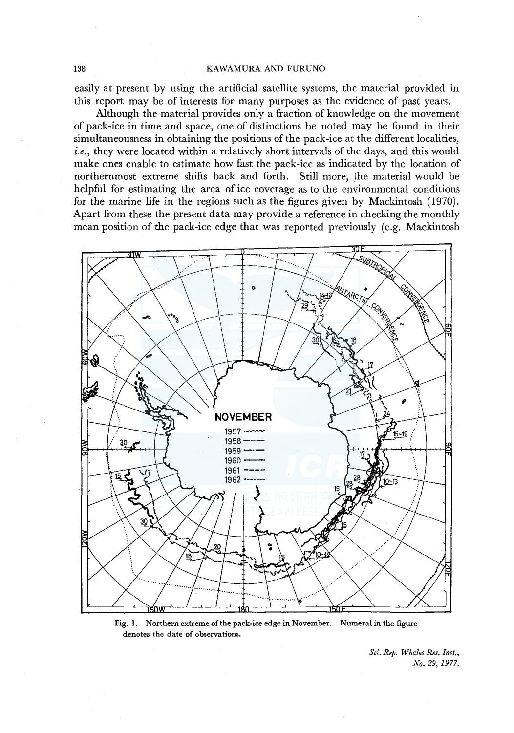easily at present by using the artificial satellite systems, the material provided in this report may be of interests for many purposes as the evidence of past years.

Although the material provides only a fraction of knowledge on the movement of pack-ice in time and space, one of distinctions be noted may be found in their simultaneousness in obtaining the positions of the pack-ice at the different localities, *i.e.*, they were located within a relatively short intervals of the days, and this would make ones enable to estimate how fast the pack-ice as indicated by the location of northernmost extreme shifts back and forth. Still more, the material would be helpful for estimating the area of ice coverage as to the environmental conditions for the marine life in the regions such as the figures given by Mackintosh (1970). Apart from these the present data may provide a reference in checking the monthly mean position of the pack-ice edge that was reported previously (e.g. Mackintosh

Fig. 1. Northern extreme of the pack-ice edge in November. Numeral in the figure denotes the date of observations.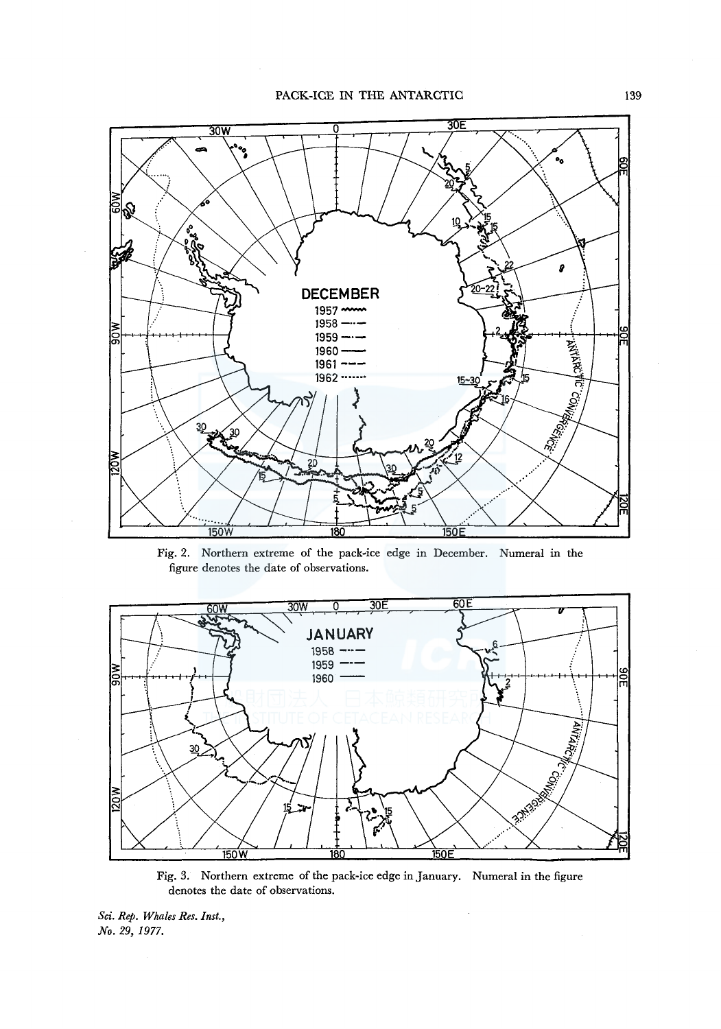Fig. 2. Northern extreme of the pack-ice edge in December. Numeral in the figure denotes the date of observations.

Fig. 3. Northern extreme of the pack-ice edge in January. Numeral in the figure denotes the date of observations.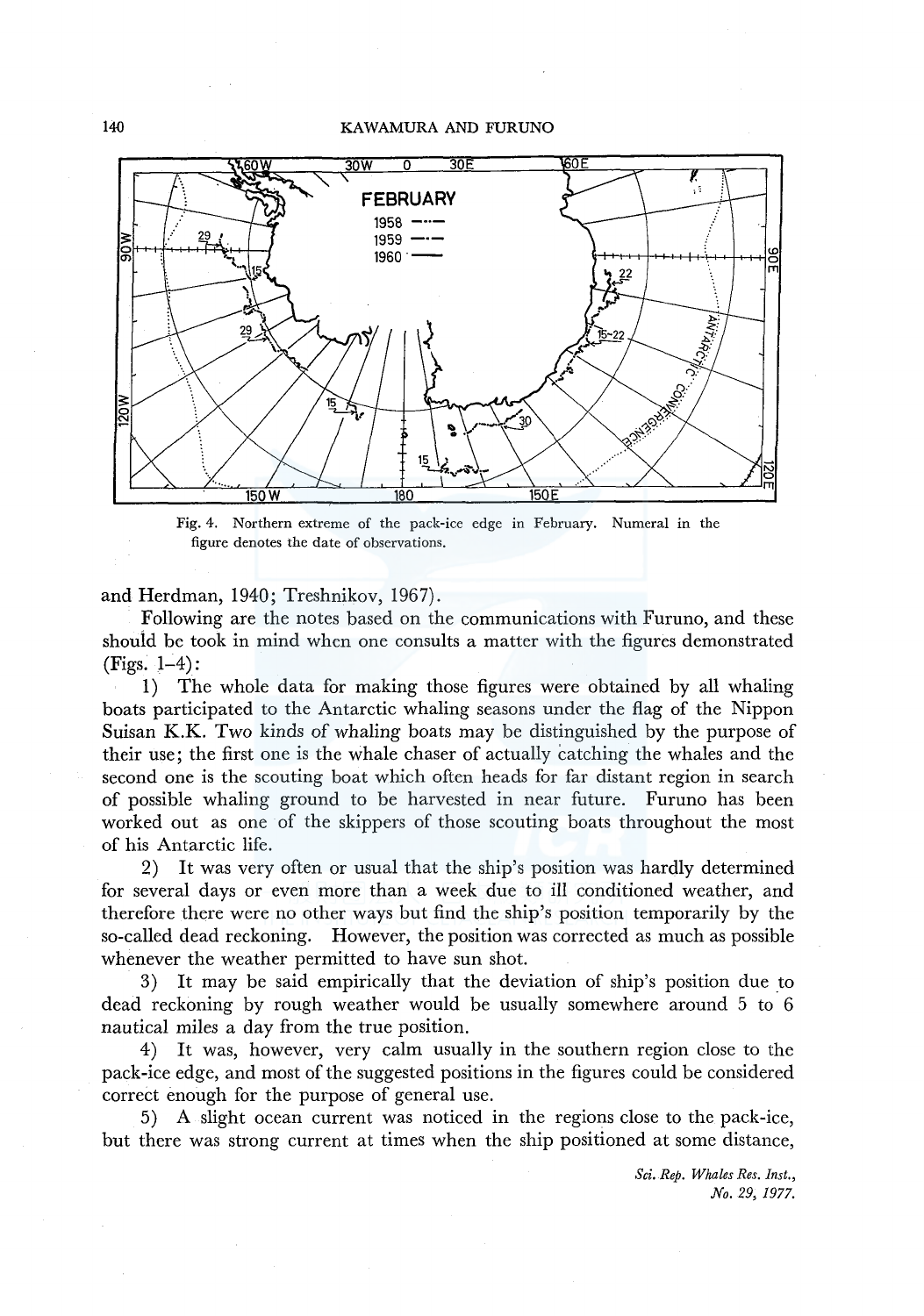Fig. 4. Northern extreme of the pack-ice edge in February. Numeral in the figure denotes the date of observations.

and Herdman, 1940; Treshnikov, 1967).

Following are the notes based on the communications with Furuno, and these should be took in mind when one consults a matter with the figures demonstrated (Figs. 1–4):

1) The whole data for making those figures were obtained by all whaling boats participated to the Antarctic whaling seasons under the flag of the Nippon Suisan K.K. Two kinds of whaling boats may be distinguished by the purpose of their use; the first one is the whale chaser of actually catching the whales and the second one is the scouting boat which often heads for far distant region in search of possible whaling ground to be harvested in near future. Furuno has been worked out as one of the skippers of those scouting boats throughout the most of his Antarctic life.

2) It was very often or usual that the ship's position was hardly determined for several days or even more than a week due to ill conditioned weather, and therefore there were no other ways but find the ship's position temporarily by the so-called dead reckoning. However, the position was corrected as much as possible whenever the weather permitted to have sun shot.

3) It may be said empirically that the deviation of ship's position due to dead reckoning by rough weather would be usually somewhere around 5 to 6 nautical miles a day from the true position.

4) It was, however, very calm usually in the southern region close to the pack-ice edge, and most of the suggested positions in the figures could be considered correct enough for the purpose of general use.

5) A slight ocean current was noticed in the regions close to the pack-ice, but there was strong current at times when the ship positioned at some distance,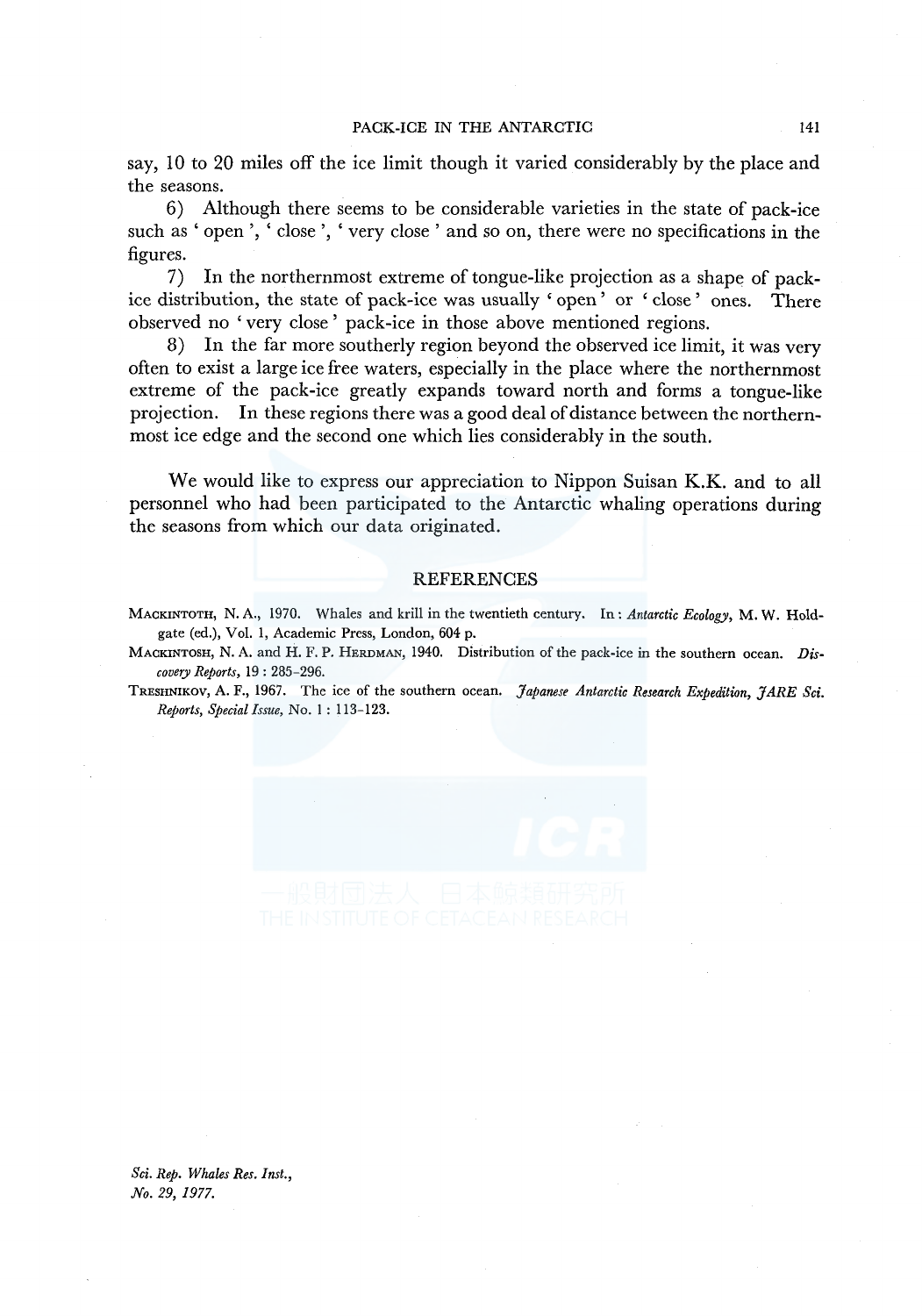say, 10 to 20 miles off the ice limit though it varied considerably by the place and the seasons.

6) Although there seems to be considerable varieties in the state of pack-ice such as 'open', 'close', 'very close' and so on, there were no specifications in the figures.

7) In the northernmost extreme of tongue-like projection as a shape of pack-ice distribution, the state of pack-ice was usually 'open' or 'close' ones. There observed no 'very close' pack-ice in those above mentioned regions.

8) In the far more southerly region beyond the observed ice limit, it was very often to exist a large ice free waters, especially in the place where the northernmost extreme of the pack-ice greatly expands toward north and forms a tongue-like projection. In these regions there was a good deal of distance between the northernmost ice edge and the second one which lies considerably in the south.

We would like to express our appreciation to Nippon Suisan K.K. and to all personnel who had been participated to the Antarctic whaling operations during the seasons from which our data originated.

## REFERENCES

MACKINTOTH, N. A., 1970. Whales and krill in the twentieth century. In: *Antarctic Ecology*, M. W. Holdgate (ed.), Vol. 1, Academic Press, London, 604 p.

MACKINTOSH, N. A. and H. F. P. HERDMAN, 1940. Distribution of the pack-ice in the southern ocean. *Discovery Reports*, 19: 285–296.

TRESHNIKOV, A. F., 1967. The ice of the southern ocean. *Japanese Antarctic Research Expedition, JARE Sci. Reports, Special Issue*, No. 1: 113–123.